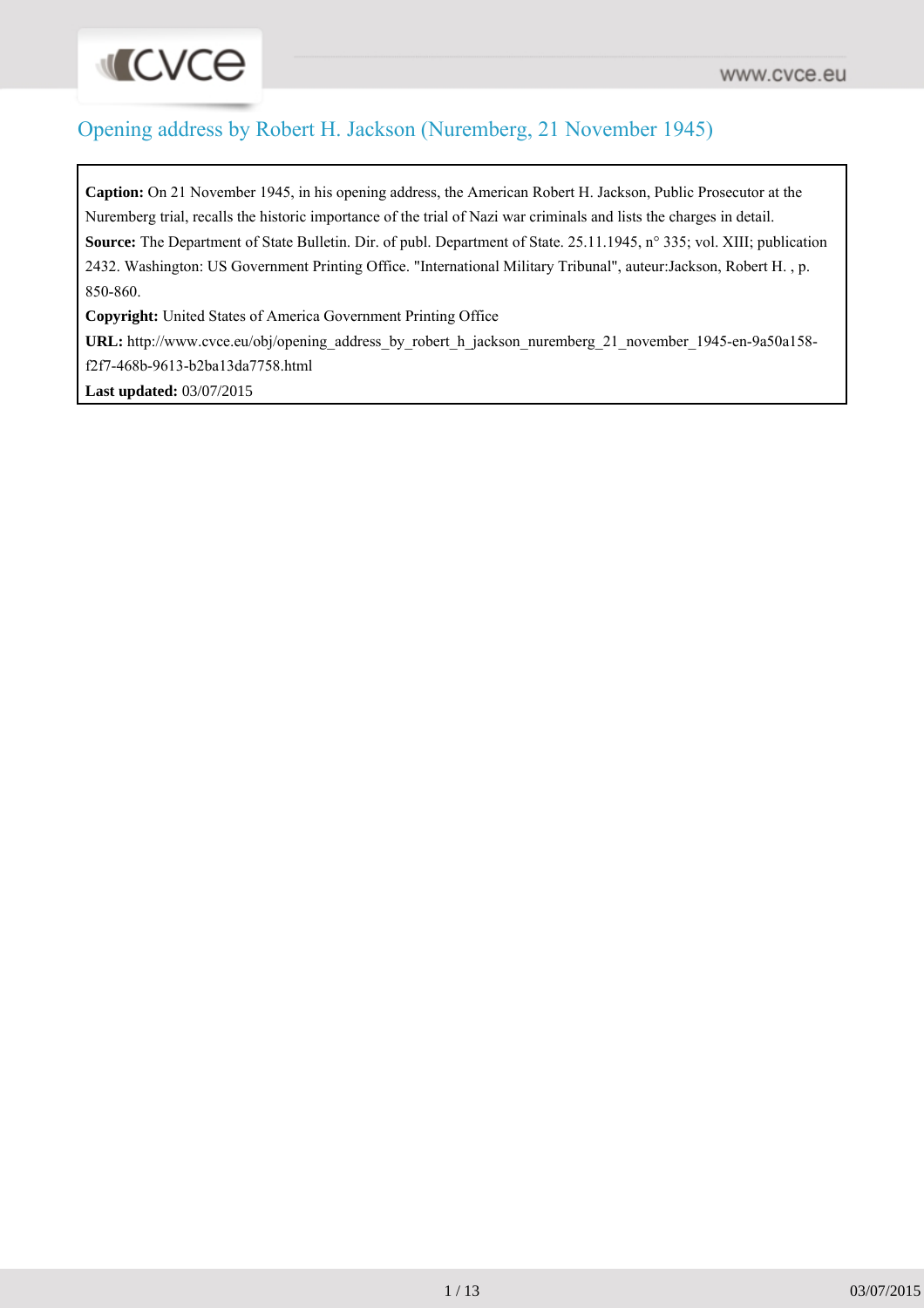# Opening address by Robert H. Jackson (Nuremberg, 21 November 1945)

**Caption:** On 21 November 1945, in his opening address, the American Robert H. Jackson, Public Prosecutor at the Nuremberg trial, recalls the historic importance of the trial of Nazi war criminals and lists the charges in detail.

**Source:** The Department of State Bulletin. Dir. of publ. Department of State. 25.11.1945, n° 335; vol. XIII; publication 2432. Washington: US Government Printing Office. "International Military Tribunal", auteur:Jackson, Robert H. , p. 850-860.

**Copyright:** United States of America Government Printing Office

**URL:** http://www.cvce.eu/obj/opening_address_by_robert_h_jackson_nuremberg_21_november_1945-en-9a50a158-f2f7-468b-9613-b2ba13da7758.html

**Last updated:** 03/07/2015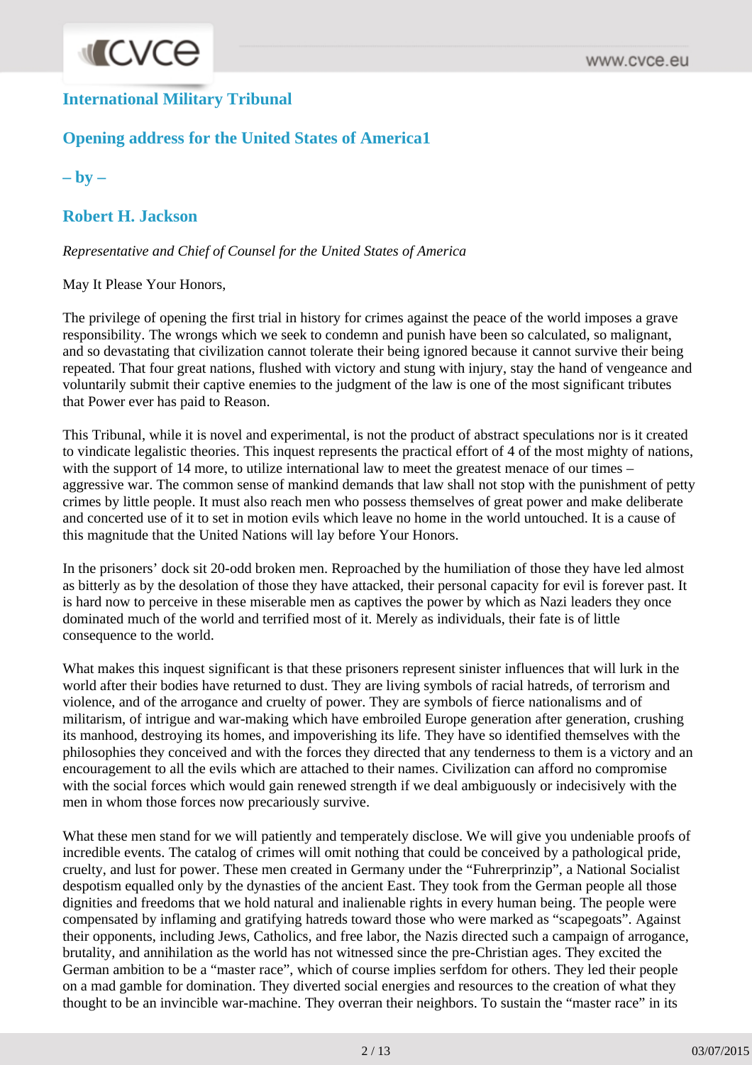## International Military Tribunal

## Opening address for the United States of America[1]

## – by –

## Robert H. Jackson

*Representative and Chief of Counsel for the United States of America*

May It Please Your Honors,

The privilege of opening the first trial in history for crimes against the peace of the world imposes a grave responsibility. The wrongs which we seek to condemn and punish have been so calculated, so malignant, and so devastating that civilization cannot tolerate their being ignored because it cannot survive their being repeated. That four great nations, flushed with victory and stung with injury, stay the hand of vengeance and voluntarily submit their captive enemies to the judgment of the law is one of the most significant tributes that Power ever has paid to Reason.

This Tribunal, while it is novel and experimental, is not the product of abstract speculations nor is it created to vindicate legalistic theories. This inquest represents the practical effort of 4 of the most mighty of nations, with the support of 14 more, to utilize international law to meet the greatest menace of our times – aggressive war. The common sense of mankind demands that law shall not stop with the punishment of petty crimes by little people. It must also reach men who possess themselves of great power and make deliberate and concerted use of it to set in motion evils which leave no home in the world untouched. It is a cause of this magnitude that the United Nations will lay before Your Honors.

In the prisoners' dock sit 20-odd broken men. Reproached by the humiliation of those they have led almost as bitterly as by the desolation of those they have attacked, their personal capacity for evil is forever past. It is hard now to perceive in these miserable men as captives the power by which as Nazi leaders they once dominated much of the world and terrified most of it. Merely as individuals, their fate is of little consequence to the world.

What makes this inquest significant is that these prisoners represent sinister influences that will lurk in the world after their bodies have returned to dust. They are living symbols of racial hatreds, of terrorism and violence, and of the arrogance and cruelty of power. They are symbols of fierce nationalisms and of militarism, of intrigue and war-making which have embroiled Europe generation after generation, crushing its manhood, destroying its homes, and impoverishing its life. They have so identified themselves with the philosophies they conceived and with the forces they directed that any tenderness to them is a victory and an encouragement to all the evils which are attached to their names. Civilization can afford no compromise with the social forces which would gain renewed strength if we deal ambiguously or indecisively with the men in whom those forces now precariously survive.

What these men stand for we will patiently and temperately disclose. We will give you undeniable proofs of incredible events. The catalog of crimes will omit nothing that could be conceived by a pathological pride, cruelty, and lust for power. These men created in Germany under the "Fuhrerprinzip", a National Socialist despotism equalled only by the dynasties of the ancient East. They took from the German people all those dignities and freedoms that we hold natural and inalienable rights in every human being. The people were compensated by inflaming and gratifying hatreds toward those who were marked as "scapegoats". Against their opponents, including Jews, Catholics, and free labor, the Nazis directed such a campaign of arrogance, brutality, and annihilation as the world has not witnessed since the pre-Christian ages. They excited the German ambition to be a "master race", which of course implies serfdom for others. They led their people on a mad gamble for domination. They diverted social energies and resources to the creation of what they thought to be an invincible war-machine. They overran their neighbors. To sustain the "master race" in its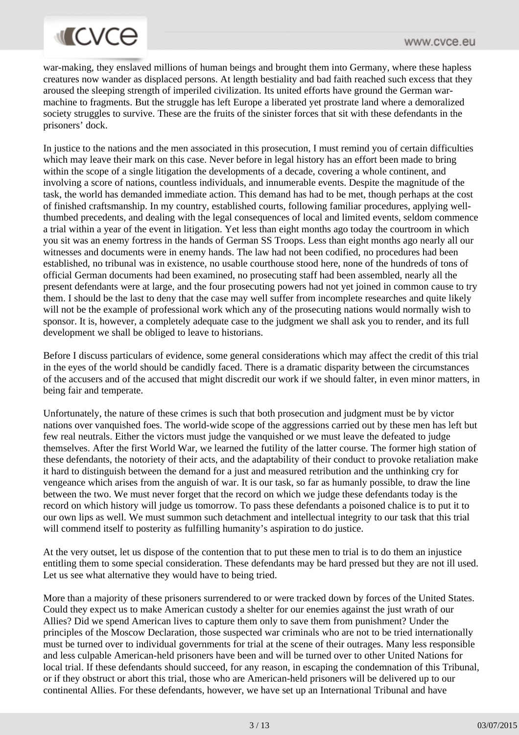war-making, they enslaved millions of human beings and brought them into Germany, where these hapless creatures now wander as displaced persons. At length bestiality and bad faith reached such excess that they aroused the sleeping strength of imperiled civilization. Its united efforts have ground the German war-machine to fragments. But the struggle has left Europe a liberated yet prostrate land where a demoralized society struggles to survive. These are the fruits of the sinister forces that sit with these defendants in the prisoners' dock.

In justice to the nations and the men associated in this prosecution, I must remind you of certain difficulties which may leave their mark on this case. Never before in legal history has an effort been made to bring within the scope of a single litigation the developments of a decade, covering a whole continent, and involving a score of nations, countless individuals, and innumerable events. Despite the magnitude of the task, the world has demanded immediate action. This demand has had to be met, though perhaps at the cost of finished craftsmanship. In my country, established courts, following familiar procedures, applying well-thumbed precedents, and dealing with the legal consequences of local and limited events, seldom commence a trial within a year of the event in litigation. Yet less than eight months ago today the courtroom in which you sit was an enemy fortress in the hands of German SS Troops. Less than eight months ago nearly all our witnesses and documents were in enemy hands. The law had not been codified, no procedures had been established, no tribunal was in existence, no usable courthouse stood here, none of the hundreds of tons of official German documents had been examined, no prosecuting staff had been assembled, nearly all the present defendants were at large, and the four prosecuting powers had not yet joined in common cause to try them. I should be the last to deny that the case may well suffer from incomplete researches and quite likely will not be the example of professional work which any of the prosecuting nations would normally wish to sponsor. It is, however, a completely adequate case to the judgment we shall ask you to render, and its full development we shall be obliged to leave to historians.

Before I discuss particulars of evidence, some general considerations which may affect the credit of this trial in the eyes of the world should be candidly faced. There is a dramatic disparity between the circumstances of the accusers and of the accused that might discredit our work if we should falter, in even minor matters, in being fair and temperate.

Unfortunately, the nature of these crimes is such that both prosecution and judgment must be by victor nations over vanquished foes. The world-wide scope of the aggressions carried out by these men has left but few real neutrals. Either the victors must judge the vanquished or we must leave the defeated to judge themselves. After the first World War, we learned the futility of the latter course. The former high station of these defendants, the notoriety of their acts, and the adaptability of their conduct to provoke retaliation make it hard to distinguish between the demand for a just and measured retribution and the unthinking cry for vengeance which arises from the anguish of war. It is our task, so far as humanly possible, to draw the line between the two. We must never forget that the record on which we judge these defendants today is the record on which history will judge us tomorrow. To pass these defendants a poisoned chalice is to put it to our own lips as well. We must summon such detachment and intellectual integrity to our task that this trial will commend itself to posterity as fulfilling humanity's aspiration to do justice.

At the very outset, let us dispose of the contention that to put these men to trial is to do them an injustice entitling them to some special consideration. These defendants may be hard pressed but they are not ill used. Let us see what alternative they would have to being tried.

More than a majority of these prisoners surrendered to or were tracked down by forces of the United States. Could they expect us to make American custody a shelter for our enemies against the just wrath of our Allies? Did we spend American lives to capture them only to save them from punishment? Under the principles of the Moscow Declaration, those suspected war criminals who are not to be tried internationally must be turned over to individual governments for trial at the scene of their outrages. Many less responsible and less culpable American-held prisoners have been and will be turned over to other United Nations for local trial. If these defendants should succeed, for any reason, in escaping the condemnation of this Tribunal, or if they obstruct or abort this trial, those who are American-held prisoners will be delivered up to our continental Allies. For these defendants, however, we have set up an International Tribunal and have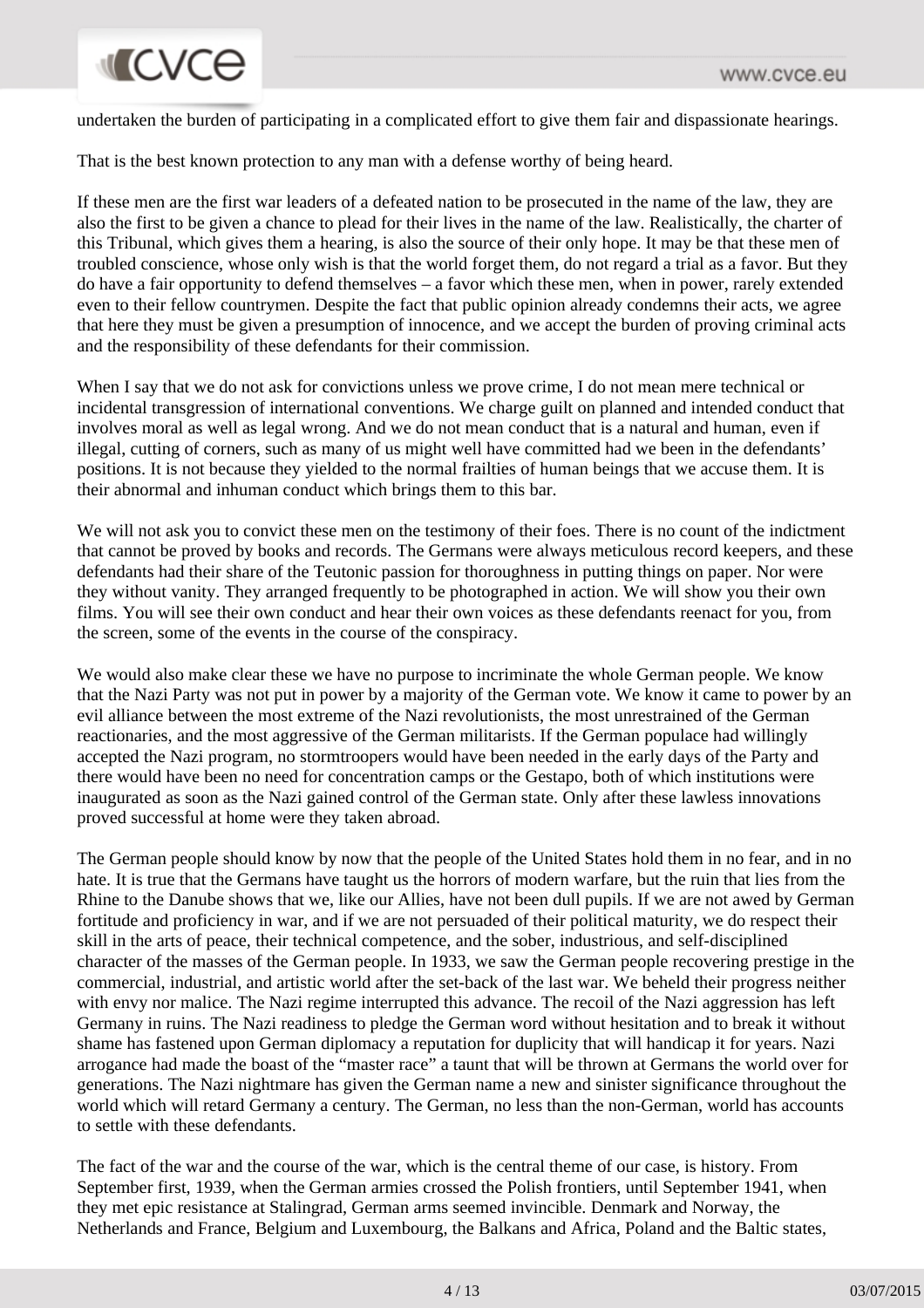undertaken the burden of participating in a complicated effort to give them fair and dispassionate hearings.

That is the best known protection to any man with a defense worthy of being heard.

If these men are the first war leaders of a defeated nation to be prosecuted in the name of the law, they are also the first to be given a chance to plead for their lives in the name of the law. Realistically, the charter of this Tribunal, which gives them a hearing, is also the source of their only hope. It may be that these men of troubled conscience, whose only wish is that the world forget them, do not regard a trial as a favor. But they do have a fair opportunity to defend themselves – a favor which these men, when in power, rarely extended even to their fellow countrymen. Despite the fact that public opinion already condemns their acts, we agree that here they must be given a presumption of innocence, and we accept the burden of proving criminal acts and the responsibility of these defendants for their commission.

When I say that we do not ask for convictions unless we prove crime, I do not mean mere technical or incidental transgression of international conventions. We charge guilt on planned and intended conduct that involves moral as well as legal wrong. And we do not mean conduct that is a natural and human, even if illegal, cutting of corners, such as many of us might well have committed had we been in the defendants' positions. It is not because they yielded to the normal frailties of human beings that we accuse them. It is their abnormal and inhuman conduct which brings them to this bar.

We will not ask you to convict these men on the testimony of their foes. There is no count of the indictment that cannot be proved by books and records. The Germans were always meticulous record keepers, and these defendants had their share of the Teutonic passion for thoroughness in putting things on paper. Nor were they without vanity. They arranged frequently to be photographed in action. We will show you their own films. You will see their own conduct and hear their own voices as these defendants reenact for you, from the screen, some of the events in the course of the conspiracy.

We would also make clear these we have no purpose to incriminate the whole German people. We know that the Nazi Party was not put in power by a majority of the German vote. We know it came to power by an evil alliance between the most extreme of the Nazi revolutionists, the most unrestrained of the German reactionaries, and the most aggressive of the German militarists. If the German populace had willingly accepted the Nazi program, no stormtroopers would have been needed in the early days of the Party and there would have been no need for concentration camps or the Gestapo, both of which institutions were inaugurated as soon as the Nazi gained control of the German state. Only after these lawless innovations proved successful at home were they taken abroad.

The German people should know by now that the people of the United States hold them in no fear, and in no hate. It is true that the Germans have taught us the horrors of modern warfare, but the ruin that lies from the Rhine to the Danube shows that we, like our Allies, have not been dull pupils. If we are not awed by German fortitude and proficiency in war, and if we are not persuaded of their political maturity, we do respect their skill in the arts of peace, their technical competence, and the sober, industrious, and self-disciplined character of the masses of the German people. In 1933, we saw the German people recovering prestige in the commercial, industrial, and artistic world after the set-back of the last war. We beheld their progress neither with envy nor malice. The Nazi regime interrupted this advance. The recoil of the Nazi aggression has left Germany in ruins. The Nazi readiness to pledge the German word without hesitation and to break it without shame has fastened upon German diplomacy a reputation for duplicity that will handicap it for years. Nazi arrogance had made the boast of the "master race" a taunt that will be thrown at Germans the world over for generations. The Nazi nightmare has given the German name a new and sinister significance throughout the world which will retard Germany a century. The German, no less than the non-German, world has accounts to settle with these defendants.

The fact of the war and the course of the war, which is the central theme of our case, is history. From September first, 1939, when the German armies crossed the Polish frontiers, until September 1941, when they met epic resistance at Stalingrad, German arms seemed invincible. Denmark and Norway, the Netherlands and France, Belgium and Luxembourg, the Balkans and Africa, Poland and the Baltic states,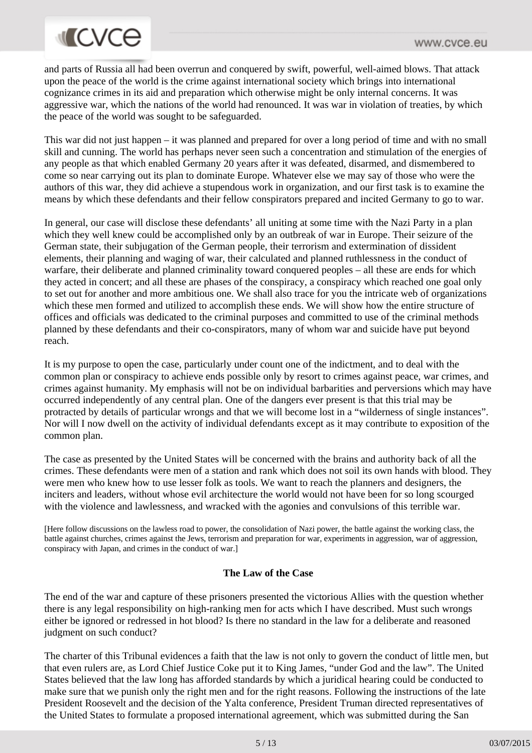and parts of Russia all had been overrun and conquered by swift, powerful, well-aimed blows. That attack upon the peace of the world is the crime against international society which brings into international cognizance crimes in its aid and preparation which otherwise might be only internal concerns. It was aggressive war, which the nations of the world had renounced. It was war in violation of treaties, by which the peace of the world was sought to be safeguarded.

This war did not just happen – it was planned and prepared for over a long period of time and with no small skill and cunning. The world has perhaps never seen such a concentration and stimulation of the energies of any people as that which enabled Germany 20 years after it was defeated, disarmed, and dismembered to come so near carrying out its plan to dominate Europe. Whatever else we may say of those who were the authors of this war, they did achieve a stupendous work in organization, and our first task is to examine the means by which these defendants and their fellow conspirators prepared and incited Germany to go to war.

In general, our case will disclose these defendants' all uniting at some time with the Nazi Party in a plan which they well knew could be accomplished only by an outbreak of war in Europe. Their seizure of the German state, their subjugation of the German people, their terrorism and extermination of dissident elements, their planning and waging of war, their calculated and planned ruthlessness in the conduct of warfare, their deliberate and planned criminality toward conquered peoples – all these are ends for which they acted in concert; and all these are phases of the conspiracy, a conspiracy which reached one goal only to set out for another and more ambitious one. We shall also trace for you the intricate web of organizations which these men formed and utilized to accomplish these ends. We will show how the entire structure of offices and officials was dedicated to the criminal purposes and committed to use of the criminal methods planned by these defendants and their co-conspirators, many of whom war and suicide have put beyond reach.

It is my purpose to open the case, particularly under count one of the indictment, and to deal with the common plan or conspiracy to achieve ends possible only by resort to crimes against peace, war crimes, and crimes against humanity. My emphasis will not be on individual barbarities and perversions which may have occurred independently of any central plan. One of the dangers ever present is that this trial may be protracted by details of particular wrongs and that we will become lost in a "wilderness of single instances". Nor will I now dwell on the activity of individual defendants except as it may contribute to exposition of the common plan.

The case as presented by the United States will be concerned with the brains and authority back of all the crimes. These defendants were men of a station and rank which does not soil its own hands with blood. They were men who knew how to use lesser folk as tools. We want to reach the planners and designers, the inciters and leaders, without whose evil architecture the world would not have been for so long scourged with the violence and lawlessness, and wracked with the agonies and convulsions of this terrible war.

[Here follow discussions on the lawless road to power, the consolidation of Nazi power, the battle against the working class, the battle against churches, crimes against the Jews, terrorism and preparation for war, experiments in aggression, war of aggression, conspiracy with Japan, and crimes in the conduct of war.]

**The Law of the Case**

The end of the war and capture of these prisoners presented the victorious Allies with the question whether there is any legal responsibility on high-ranking men for acts which I have described. Must such wrongs either be ignored or redressed in hot blood? Is there no standard in the law for a deliberate and reasoned judgment on such conduct?

The charter of this Tribunal evidences a faith that the law is not only to govern the conduct of little men, but that even rulers are, as Lord Chief Justice Coke put it to King James, "under God and the law". The United States believed that the law long has afforded standards by which a juridical hearing could be conducted to make sure that we punish only the right men and for the right reasons. Following the instructions of the late President Roosevelt and the decision of the Yalta conference, President Truman directed representatives of the United States to formulate a proposed international agreement, which was submitted during the San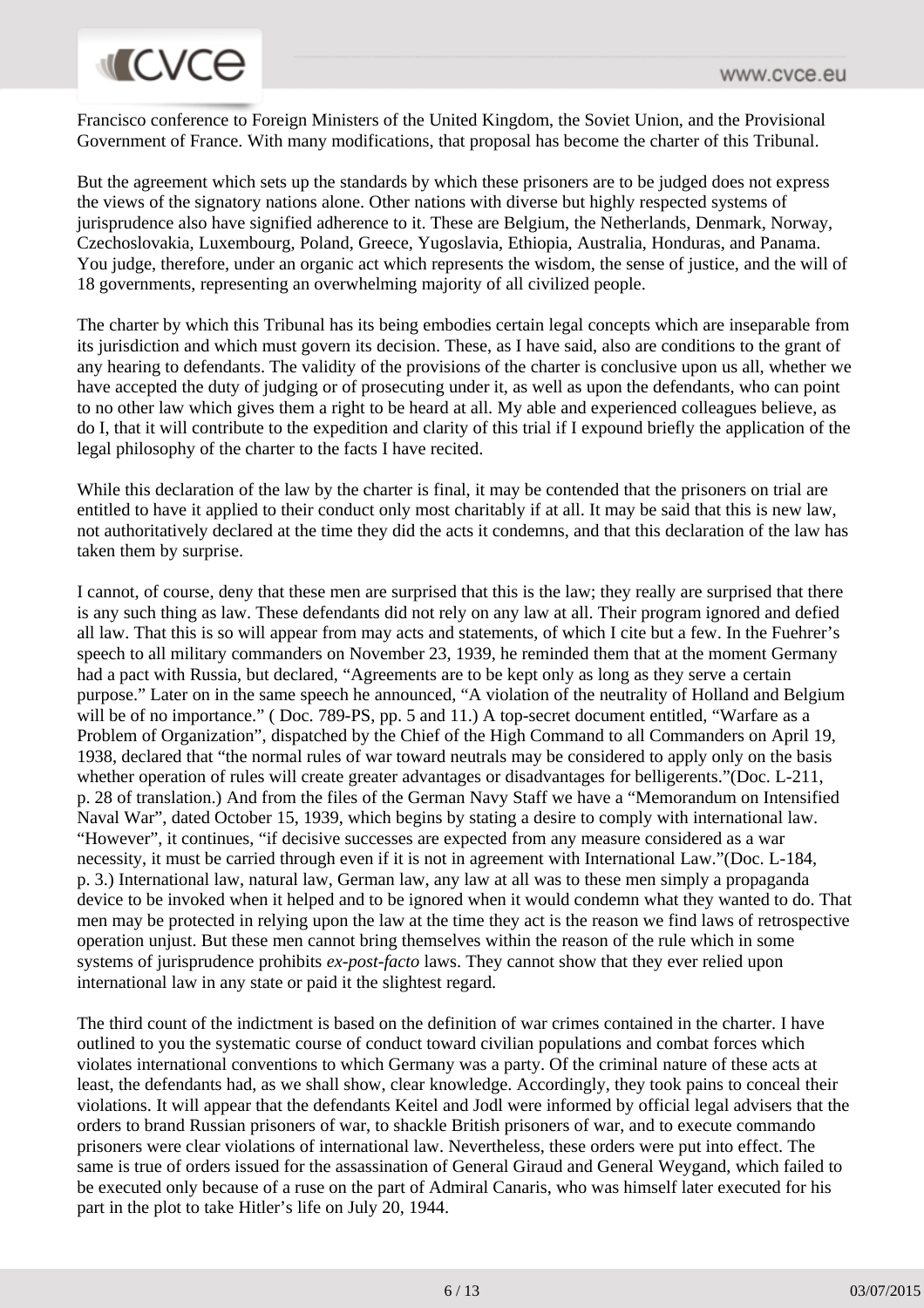Francisco conference to Foreign Ministers of the United Kingdom, the Soviet Union, and the Provisional Government of France. With many modifications, that proposal has become the charter of this Tribunal.

But the agreement which sets up the standards by which these prisoners are to be judged does not express the views of the signatory nations alone. Other nations with diverse but highly respected systems of jurisprudence also have signified adherence to it. These are Belgium, the Netherlands, Denmark, Norway, Czechoslovakia, Luxembourg, Poland, Greece, Yugoslavia, Ethiopia, Australia, Honduras, and Panama. You judge, therefore, under an organic act which represents the wisdom, the sense of justice, and the will of 18 governments, representing an overwhelming majority of all civilized people.

The charter by which this Tribunal has its being embodies certain legal concepts which are inseparable from its jurisdiction and which must govern its decision. These, as I have said, also are conditions to the grant of any hearing to defendants. The validity of the provisions of the charter is conclusive upon us all, whether we have accepted the duty of judging or of prosecuting under it, as well as upon the defendants, who can point to no other law which gives them a right to be heard at all. My able and experienced colleagues believe, as do I, that it will contribute to the expedition and clarity of this trial if I expound briefly the application of the legal philosophy of the charter to the facts I have recited.

While this declaration of the law by the charter is final, it may be contended that the prisoners on trial are entitled to have it applied to their conduct only most charitably if at all. It may be said that this is new law, not authoritatively declared at the time they did the acts it condemns, and that this declaration of the law has taken them by surprise.

I cannot, of course, deny that these men are surprised that this is the law; they really are surprised that there is any such thing as law. These defendants did not rely on any law at all. Their program ignored and defied all law. That this is so will appear from may acts and statements, of which I cite but a few. In the Fuehrer's speech to all military commanders on November 23, 1939, he reminded them that at the moment Germany had a pact with Russia, but declared, "Agreements are to be kept only as long as they serve a certain purpose." Later on in the same speech he announced, "A violation of the neutrality of Holland and Belgium will be of no importance." ( Doc. 789-PS, pp. 5 and 11.) A top-secret document entitled, "Warfare as a Problem of Organization", dispatched by the Chief of the High Command to all Commanders on April 19, 1938, declared that "the normal rules of war toward neutrals may be considered to apply only on the basis whether operation of rules will create greater advantages or disadvantages for belligerents."(Doc. L-211, p. 28 of translation.) And from the files of the German Navy Staff we have a "Memorandum on Intensified Naval War", dated October 15, 1939, which begins by stating a desire to comply with international law. "However", it continues, "if decisive successes are expected from any measure considered as a war necessity, it must be carried through even if it is not in agreement with International Law."(Doc. L-184, p. 3.) International law, natural law, German law, any law at all was to these men simply a propaganda device to be invoked when it helped and to be ignored when it would condemn what they wanted to do. That men may be protected in relying upon the law at the time they act is the reason we find laws of retrospective operation unjust. But these men cannot bring themselves within the reason of the rule which in some systems of jurisprudence prohibits *ex-post-facto* laws. They cannot show that they ever relied upon international law in any state or paid it the slightest regard.

The third count of the indictment is based on the definition of war crimes contained in the charter. I have outlined to you the systematic course of conduct toward civilian populations and combat forces which violates international conventions to which Germany was a party. Of the criminal nature of these acts at least, the defendants had, as we shall show, clear knowledge. Accordingly, they took pains to conceal their violations. It will appear that the defendants Keitel and Jodl were informed by official legal advisers that the orders to brand Russian prisoners of war, to shackle British prisoners of war, and to execute commando prisoners were clear violations of international law. Nevertheless, these orders were put into effect. The same is true of orders issued for the assassination of General Giraud and General Weygand, which failed to be executed only because of a ruse on the part of Admiral Canaris, who was himself later executed for his part in the plot to take Hitler's life on July 20, 1944.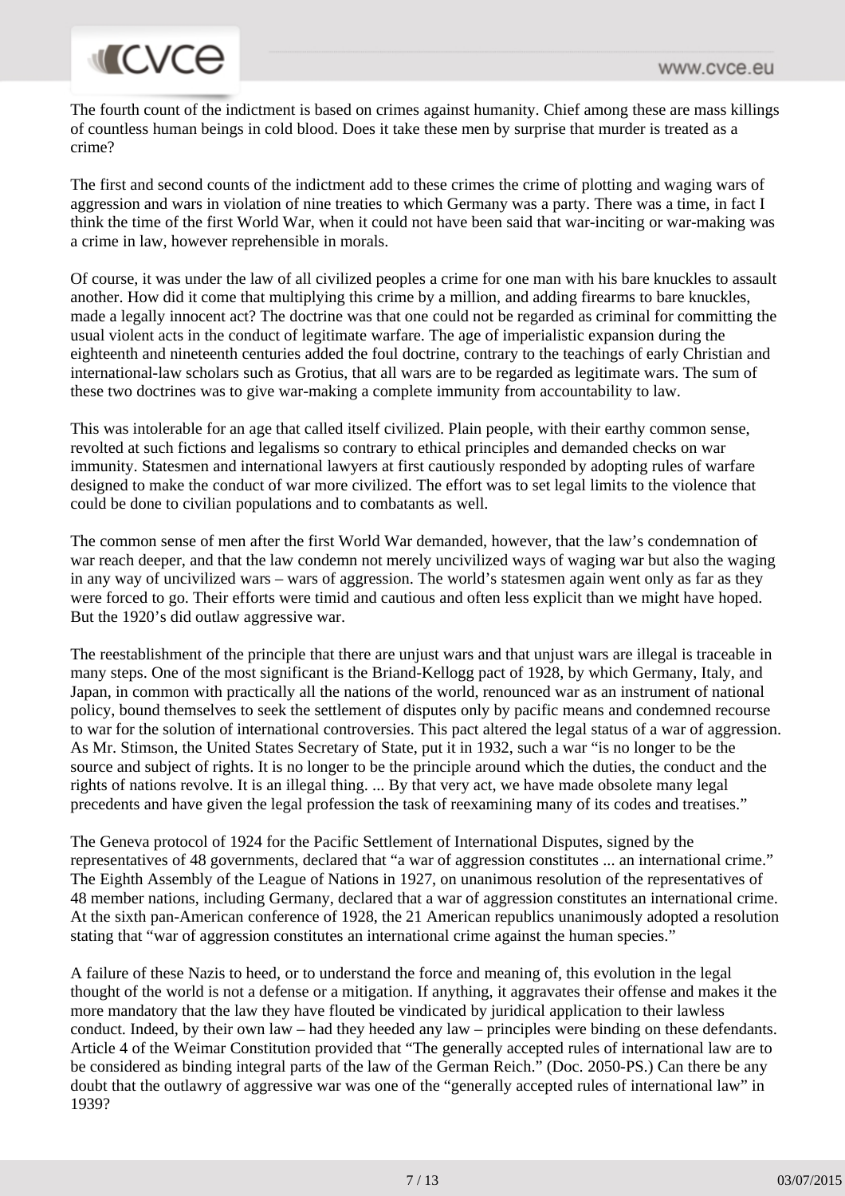The fourth count of the indictment is based on crimes against humanity. Chief among these are mass killings of countless human beings in cold blood. Does it take these men by surprise that murder is treated as a crime?

The first and second counts of the indictment add to these crimes the crime of plotting and waging wars of aggression and wars in violation of nine treaties to which Germany was a party. There was a time, in fact I think the time of the first World War, when it could not have been said that war-inciting or war-making was a crime in law, however reprehensible in morals.

Of course, it was under the law of all civilized peoples a crime for one man with his bare knuckles to assault another. How did it come that multiplying this crime by a million, and adding firearms to bare knuckles, made a legally innocent act? The doctrine was that one could not be regarded as criminal for committing the usual violent acts in the conduct of legitimate warfare. The age of imperialistic expansion during the eighteenth and nineteenth centuries added the foul doctrine, contrary to the teachings of early Christian and international-law scholars such as Grotius, that all wars are to be regarded as legitimate wars. The sum of these two doctrines was to give war-making a complete immunity from accountability to law.

This was intolerable for an age that called itself civilized. Plain people, with their earthy common sense, revolted at such fictions and legalisms so contrary to ethical principles and demanded checks on war immunity. Statesmen and international lawyers at first cautiously responded by adopting rules of warfare designed to make the conduct of war more civilized. The effort was to set legal limits to the violence that could be done to civilian populations and to combatants as well.

The common sense of men after the first World War demanded, however, that the law's condemnation of war reach deeper, and that the law condemn not merely uncivilized ways of waging war but also the waging in any way of uncivilized wars – wars of aggression. The world's statesmen again went only as far as they were forced to go. Their efforts were timid and cautious and often less explicit than we might have hoped. But the 1920's did outlaw aggressive war.

The reestablishment of the principle that there are unjust wars and that unjust wars are illegal is traceable in many steps. One of the most significant is the Briand-Kellogg pact of 1928, by which Germany, Italy, and Japan, in common with practically all the nations of the world, renounced war as an instrument of national policy, bound themselves to seek the settlement of disputes only by pacific means and condemned recourse to war for the solution of international controversies. This pact altered the legal status of a war of aggression. As Mr. Stimson, the United States Secretary of State, put it in 1932, such a war "is no longer to be the source and subject of rights. It is no longer to be the principle around which the duties, the conduct and the rights of nations revolve. It is an illegal thing. ... By that very act, we have made obsolete many legal precedents and have given the legal profession the task of reexamining many of its codes and treatises."

The Geneva protocol of 1924 for the Pacific Settlement of International Disputes, signed by the representatives of 48 governments, declared that "a war of aggression constitutes ... an international crime." The Eighth Assembly of the League of Nations in 1927, on unanimous resolution of the representatives of 48 member nations, including Germany, declared that a war of aggression constitutes an international crime. At the sixth pan-American conference of 1928, the 21 American republics unanimously adopted a resolution stating that "war of aggression constitutes an international crime against the human species."

A failure of these Nazis to heed, or to understand the force and meaning of, this evolution in the legal thought of the world is not a defense or a mitigation. If anything, it aggravates their offense and makes it the more mandatory that the law they have flouted be vindicated by juridical application to their lawless conduct. Indeed, by their own law – had they heeded any law – principles were binding on these defendants. Article 4 of the Weimar Constitution provided that "The generally accepted rules of international law are to be considered as binding integral parts of the law of the German Reich." (Doc. 2050-PS.) Can there be any doubt that the outlawry of aggressive war was one of the "generally accepted rules of international law" in 1939?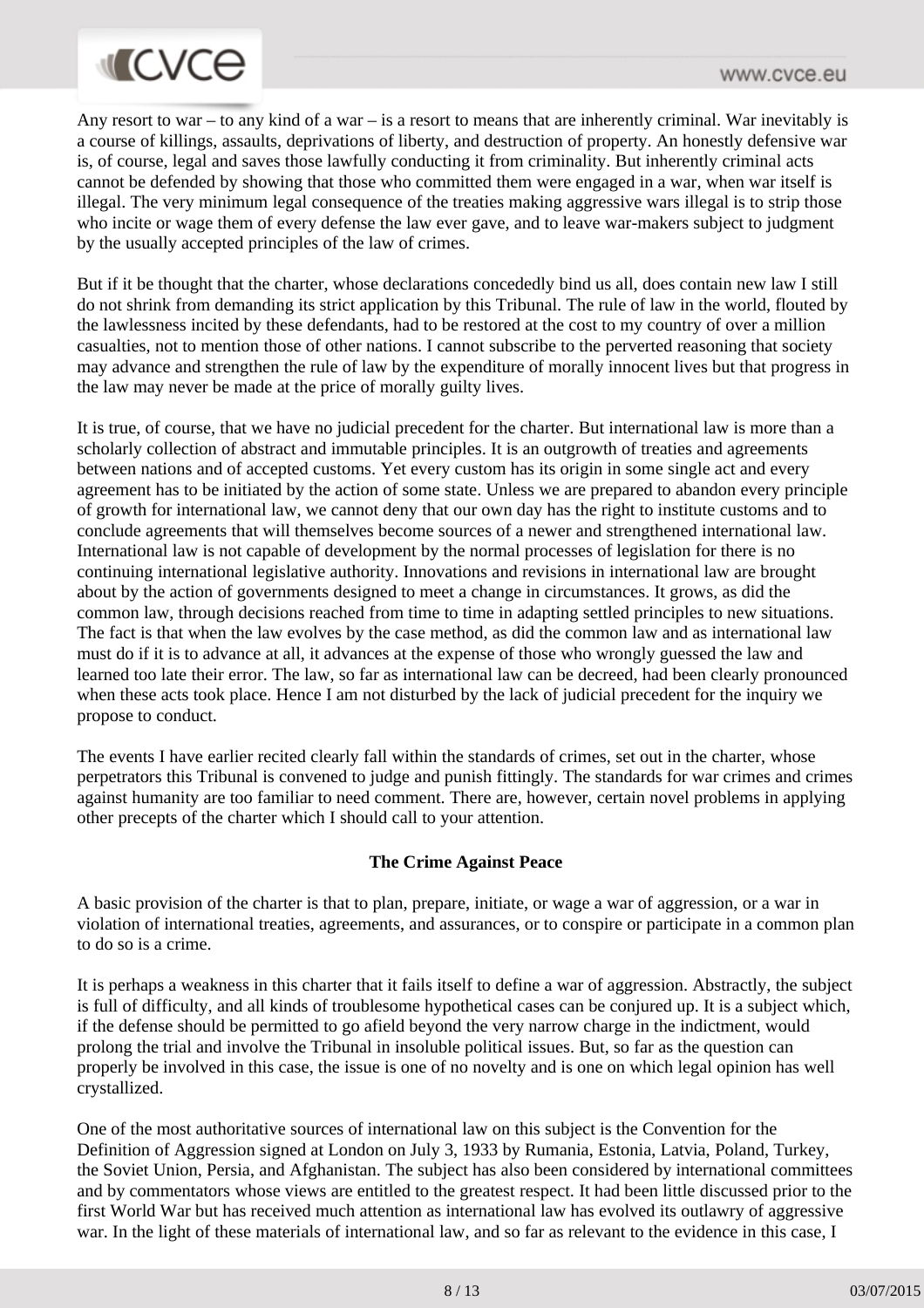Any resort to war – to any kind of a war – is a resort to means that are inherently criminal. War inevitably is a course of killings, assaults, deprivations of liberty, and destruction of property. An honestly defensive war is, of course, legal and saves those lawfully conducting it from criminality. But inherently criminal acts cannot be defended by showing that those who committed them were engaged in a war, when war itself is illegal. The very minimum legal consequence of the treaties making aggressive wars illegal is to strip those who incite or wage them of every defense the law ever gave, and to leave war-makers subject to judgment by the usually accepted principles of the law of crimes.

But if it be thought that the charter, whose declarations concededly bind us all, does contain new law I still do not shrink from demanding its strict application by this Tribunal. The rule of law in the world, flouted by the lawlessness incited by these defendants, had to be restored at the cost to my country of over a million casualties, not to mention those of other nations. I cannot subscribe to the perverted reasoning that society may advance and strengthen the rule of law by the expenditure of morally innocent lives but that progress in the law may never be made at the price of morally guilty lives.

It is true, of course, that we have no judicial precedent for the charter. But international law is more than a scholarly collection of abstract and immutable principles. It is an outgrowth of treaties and agreements between nations and of accepted customs. Yet every custom has its origin in some single act and every agreement has to be initiated by the action of some state. Unless we are prepared to abandon every principle of growth for international law, we cannot deny that our own day has the right to institute customs and to conclude agreements that will themselves become sources of a newer and strengthened international law. International law is not capable of development by the normal processes of legislation for there is no continuing international legislative authority. Innovations and revisions in international law are brought about by the action of governments designed to meet a change in circumstances. It grows, as did the common law, through decisions reached from time to time in adapting settled principles to new situations. The fact is that when the law evolves by the case method, as did the common law and as international law must do if it is to advance at all, it advances at the expense of those who wrongly guessed the law and learned too late their error. The law, so far as international law can be decreed, had been clearly pronounced when these acts took place. Hence I am not disturbed by the lack of judicial precedent for the inquiry we propose to conduct.

The events I have earlier recited clearly fall within the standards of crimes, set out in the charter, whose perpetrators this Tribunal is convened to judge and punish fittingly. The standards for war crimes and crimes against humanity are too familiar to need comment. There are, however, certain novel problems in applying other precepts of the charter which I should call to your attention.

**The Crime Against Peace**

A basic provision of the charter is that to plan, prepare, initiate, or wage a war of aggression, or a war in violation of international treaties, agreements, and assurances, or to conspire or participate in a common plan to do so is a crime.

It is perhaps a weakness in this charter that it fails itself to define a war of aggression. Abstractly, the subject is full of difficulty, and all kinds of troublesome hypothetical cases can be conjured up. It is a subject which, if the defense should be permitted to go afield beyond the very narrow charge in the indictment, would prolong the trial and involve the Tribunal in insoluble political issues. But, so far as the question can properly be involved in this case, the issue is one of no novelty and is one on which legal opinion has well crystallized.

One of the most authoritative sources of international law on this subject is the Convention for the Definition of Aggression signed at London on July 3, 1933 by Rumania, Estonia, Latvia, Poland, Turkey, the Soviet Union, Persia, and Afghanistan. The subject has also been considered by international committees and by commentators whose views are entitled to the greatest respect. It had been little discussed prior to the first World War but has received much attention as international law has evolved its outlawry of aggressive war. In the light of these materials of international law, and so far as relevant to the evidence in this case, I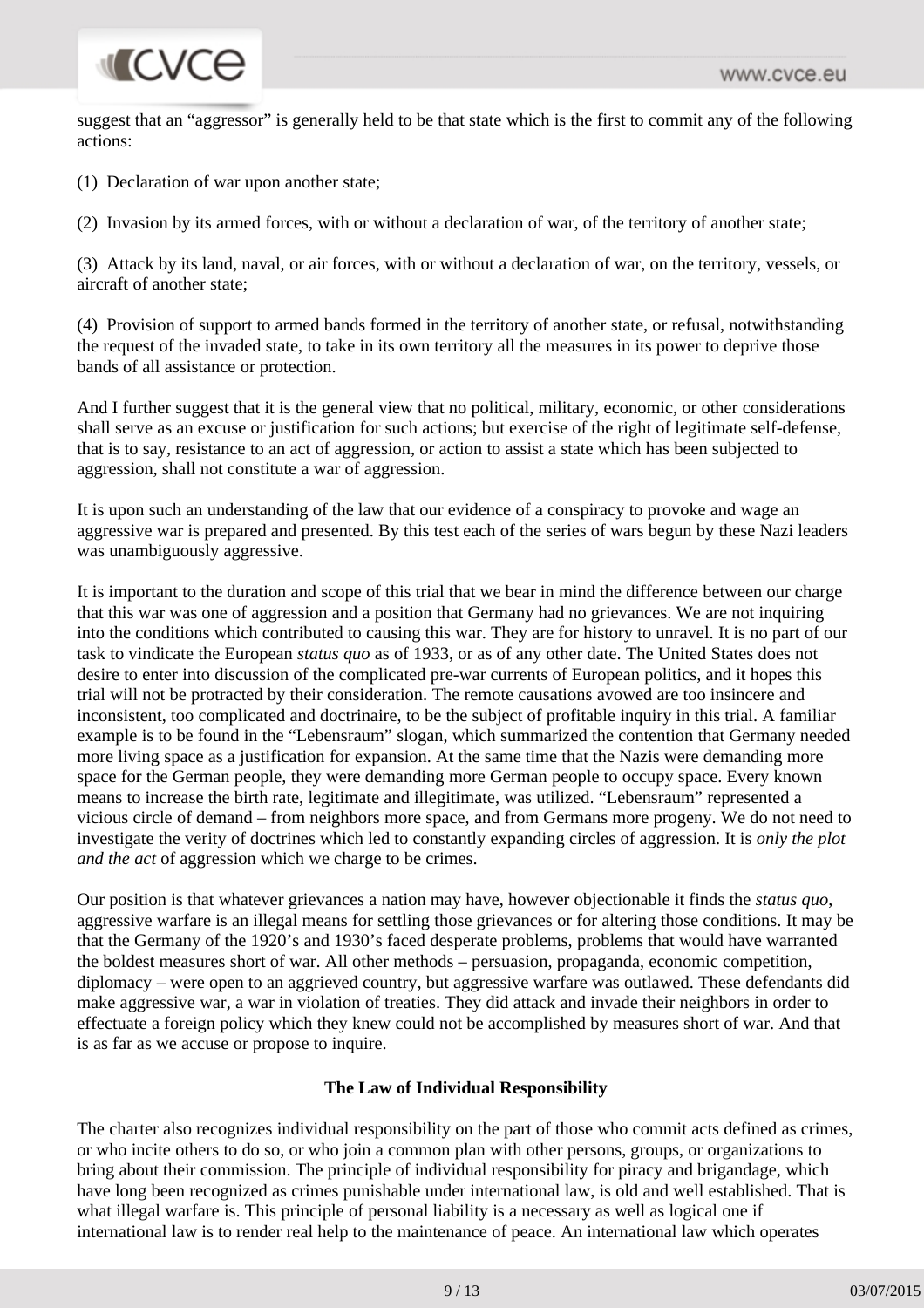suggest that an “aggressor” is generally held to be that state which is the first to commit any of the following actions:

(1) Declaration of war upon another state;

(2) Invasion by its armed forces, with or without a declaration of war, of the territory of another state;

(3) Attack by its land, naval, or air forces, with or without a declaration of war, on the territory, vessels, or aircraft of another state;

(4) Provision of support to armed bands formed in the territory of another state, or refusal, notwithstanding the request of the invaded state, to take in its own territory all the measures in its power to deprive those bands of all assistance or protection.

And I further suggest that it is the general view that no political, military, economic, or other considerations shall serve as an excuse or justification for such actions; but exercise of the right of legitimate self-defense, that is to say, resistance to an act of aggression, or action to assist a state which has been subjected to aggression, shall not constitute a war of aggression.

It is upon such an understanding of the law that our evidence of a conspiracy to provoke and wage an aggressive war is prepared and presented. By this test each of the series of wars begun by these Nazi leaders was unambiguously aggressive.

It is important to the duration and scope of this trial that we bear in mind the difference between our charge that this war was one of aggression and a position that Germany had no grievances. We are not inquiring into the conditions which contributed to causing this war. They are for history to unravel. It is no part of our task to vindicate the European *status quo* as of 1933, or as of any other date. The United States does not desire to enter into discussion of the complicated pre-war currents of European politics, and it hopes this trial will not be protracted by their consideration. The remote causations avowed are too insincere and inconsistent, too complicated and doctrinaire, to be the subject of profitable inquiry in this trial. A familiar example is to be found in the “Lebensraum” slogan, which summarized the contention that Germany needed more living space as a justification for expansion. At the same time that the Nazis were demanding more space for the German people, they were demanding more German people to occupy space. Every known means to increase the birth rate, legitimate and illegitimate, was utilized. “Lebensraum” represented a vicious circle of demand – from neighbors more space, and from Germans more progeny. We do not need to investigate the verity of doctrines which led to constantly expanding circles of aggression. It is *only the plot and the act* of aggression which we charge to be crimes.

Our position is that whatever grievances a nation may have, however objectionable it finds the *status quo*, aggressive warfare is an illegal means for settling those grievances or for altering those conditions. It may be that the Germany of the 1920’s and 1930’s faced desperate problems, problems that would have warranted the boldest measures short of war. All other methods – persuasion, propaganda, economic competition, diplomacy – were open to an aggrieved country, but aggressive warfare was outlawed. These defendants did make aggressive war, a war in violation of treaties. They did attack and invade their neighbors in order to effectuate a foreign policy which they knew could not be accomplished by measures short of war. And that is as far as we accuse or propose to inquire.

**The Law of Individual Responsibility**

The charter also recognizes individual responsibility on the part of those who commit acts defined as crimes, or who incite others to do so, or who join a common plan with other persons, groups, or organizations to bring about their commission. The principle of individual responsibility for piracy and brigandage, which have long been recognized as crimes punishable under international law, is old and well established. That is what illegal warfare is. This principle of personal liability is a necessary as well as logical one if international law is to render real help to the maintenance of peace. An international law which operates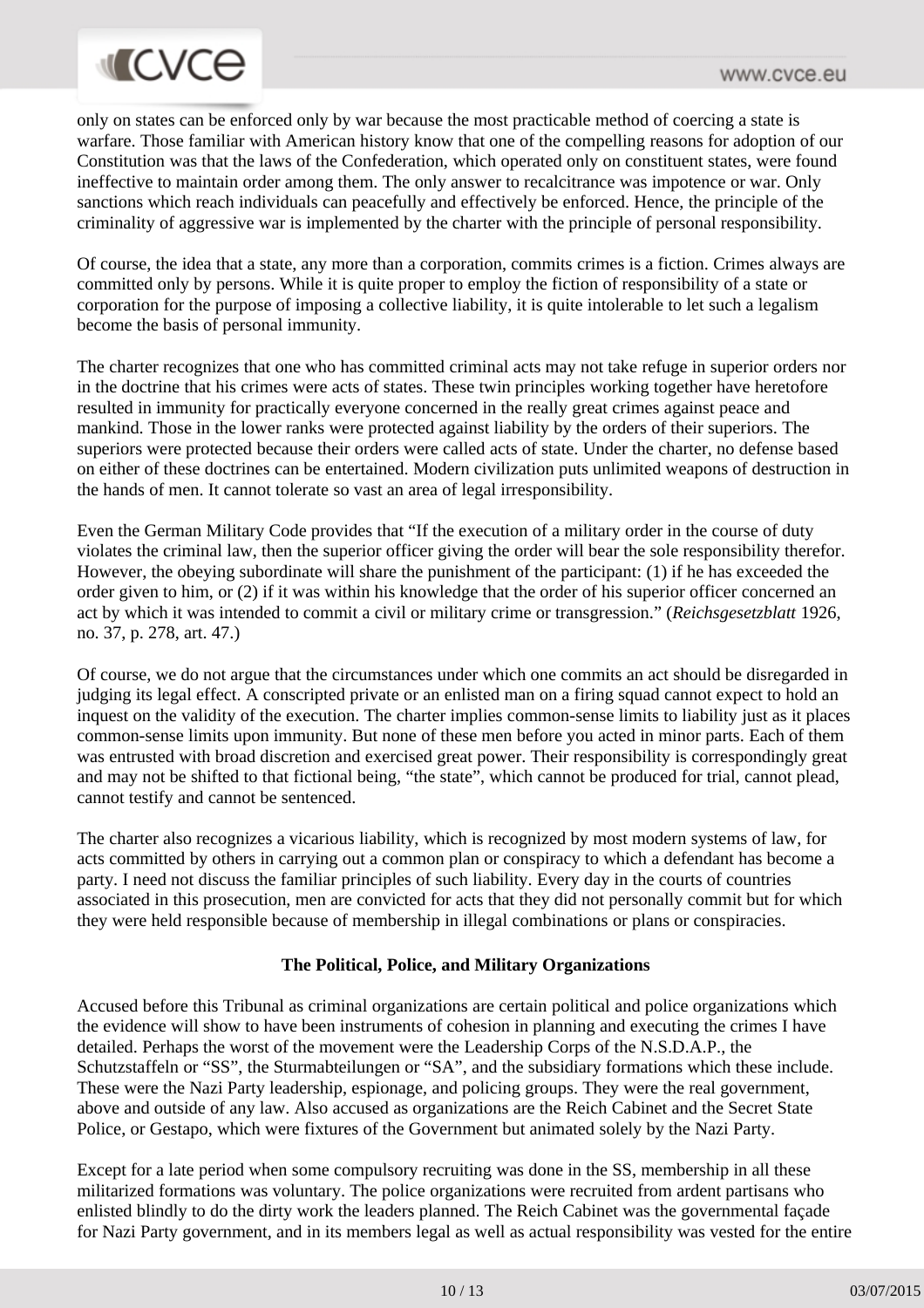only on states can be enforced only by war because the most practicable method of coercing a state is warfare. Those familiar with American history know that one of the compelling reasons for adoption of our Constitution was that the laws of the Confederation, which operated only on constituent states, were found ineffective to maintain order among them. The only answer to recalcitrance was impotence or war. Only sanctions which reach individuals can peacefully and effectively be enforced. Hence, the principle of the criminality of aggressive war is implemented by the charter with the principle of personal responsibility.

Of course, the idea that a state, any more than a corporation, commits crimes is a fiction. Crimes always are committed only by persons. While it is quite proper to employ the fiction of responsibility of a state or corporation for the purpose of imposing a collective liability, it is quite intolerable to let such a legalism become the basis of personal immunity.

The charter recognizes that one who has committed criminal acts may not take refuge in superior orders nor in the doctrine that his crimes were acts of states. These twin principles working together have heretofore resulted in immunity for practically everyone concerned in the really great crimes against peace and mankind. Those in the lower ranks were protected against liability by the orders of their superiors. The superiors were protected because their orders were called acts of state. Under the charter, no defense based on either of these doctrines can be entertained. Modern civilization puts unlimited weapons of destruction in the hands of men. It cannot tolerate so vast an area of legal irresponsibility.

Even the German Military Code provides that "If the execution of a military order in the course of duty violates the criminal law, then the superior officer giving the order will bear the sole responsibility therefor. However, the obeying subordinate will share the punishment of the participant: (1) if he has exceeded the order given to him, or (2) if it was within his knowledge that the order of his superior officer concerned an act by which it was intended to commit a civil or military crime or transgression." (*Reichsgesetzblatt* 1926, no. 37, p. 278, art. 47.)

Of course, we do not argue that the circumstances under which one commits an act should be disregarded in judging its legal effect. A conscripted private or an enlisted man on a firing squad cannot expect to hold an inquest on the validity of the execution. The charter implies common-sense limits to liability just as it places common-sense limits upon immunity. But none of these men before you acted in minor parts. Each of them was entrusted with broad discretion and exercised great power. Their responsibility is correspondingly great and may not be shifted to that fictional being, "the state", which cannot be produced for trial, cannot plead, cannot testify and cannot be sentenced.

The charter also recognizes a vicarious liability, which is recognized by most modern systems of law, for acts committed by others in carrying out a common plan or conspiracy to which a defendant has become a party. I need not discuss the familiar principles of such liability. Every day in the courts of countries associated in this prosecution, men are convicted for acts that they did not personally commit but for which they were held responsible because of membership in illegal combinations or plans or conspiracies.

**The Political, Police, and Military Organizations**

Accused before this Tribunal as criminal organizations are certain political and police organizations which the evidence will show to have been instruments of cohesion in planning and executing the crimes I have detailed. Perhaps the worst of the movement were the Leadership Corps of the N.S.D.A.P., the Schutzstaffeln or "SS", the Sturmabteilungen or "SA", and the subsidiary formations which these include. These were the Nazi Party leadership, espionage, and policing groups. They were the real government, above and outside of any law. Also accused as organizations are the Reich Cabinet and the Secret State Police, or Gestapo, which were fixtures of the Government but animated solely by the Nazi Party.

Except for a late period when some compulsory recruiting was done in the SS, membership in all these militarized formations was voluntary. The police organizations were recruited from ardent partisans who enlisted blindly to do the dirty work the leaders planned. The Reich Cabinet was the governmental façade for Nazi Party government, and in its members legal as well as actual responsibility was vested for the entire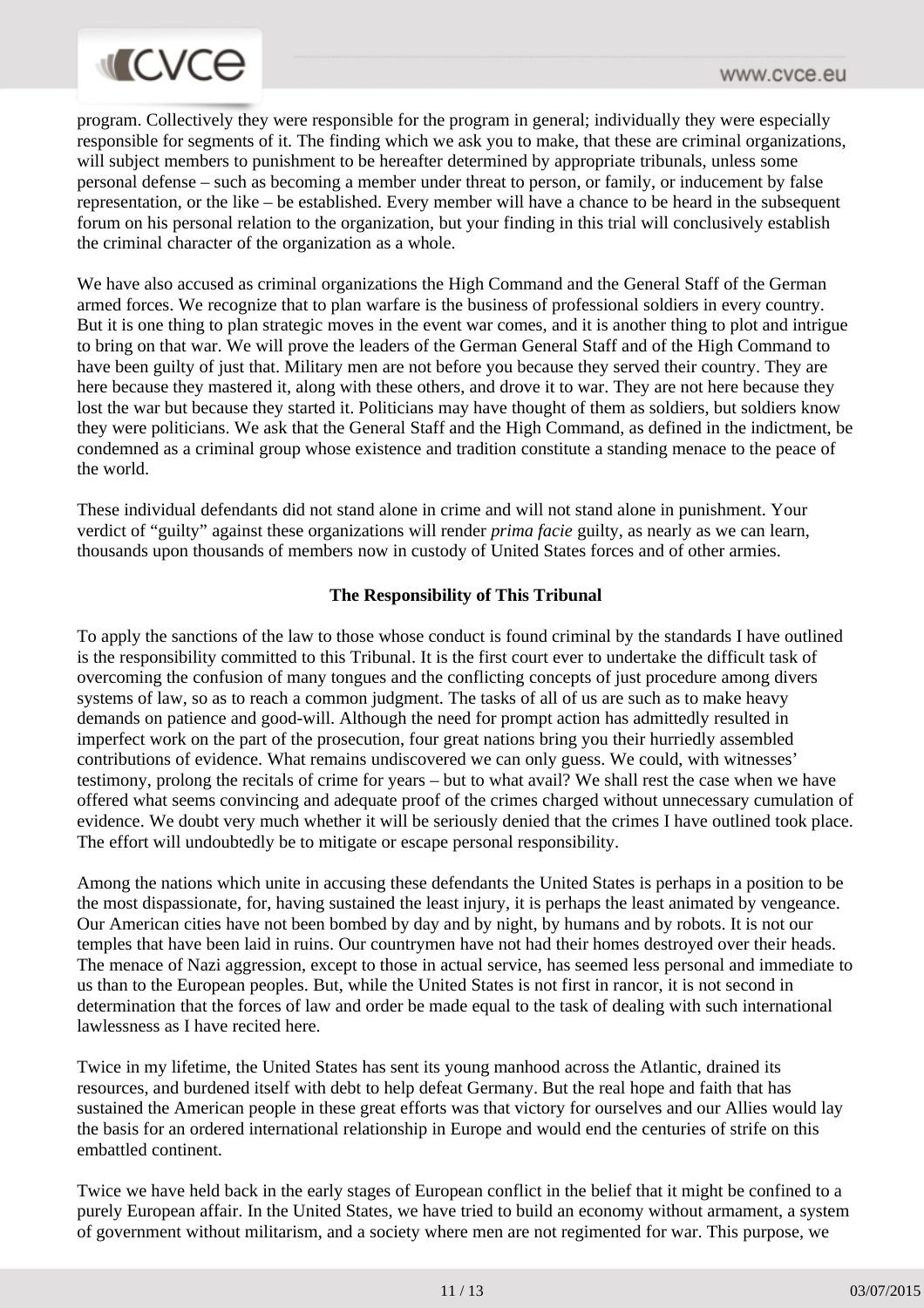program. Collectively they were responsible for the program in general; individually they were especially responsible for segments of it. The finding which we ask you to make, that these are criminal organizations, will subject members to punishment to be hereafter determined by appropriate tribunals, unless some personal defense – such as becoming a member under threat to person, or family, or inducement by false representation, or the like – be established. Every member will have a chance to be heard in the subsequent forum on his personal relation to the organization, but your finding in this trial will conclusively establish the criminal character of the organization as a whole.

We have also accused as criminal organizations the High Command and the General Staff of the German armed forces. We recognize that to plan warfare is the business of professional soldiers in every country. But it is one thing to plan strategic moves in the event war comes, and it is another thing to plot and intrigue to bring on that war. We will prove the leaders of the German General Staff and of the High Command to have been guilty of just that. Military men are not before you because they served their country. They are here because they mastered it, along with these others, and drove it to war. They are not here because they lost the war but because they started it. Politicians may have thought of them as soldiers, but soldiers know they were politicians. We ask that the General Staff and the High Command, as defined in the indictment, be condemned as a criminal group whose existence and tradition constitute a standing menace to the peace of the world.

These individual defendants did not stand alone in crime and will not stand alone in punishment. Your verdict of "guilty" against these organizations will render *prima facie* guilty, as nearly as we can learn, thousands upon thousands of members now in custody of United States forces and of other armies.

**The Responsibility of This Tribunal**

To apply the sanctions of the law to those whose conduct is found criminal by the standards I have outlined is the responsibility committed to this Tribunal. It is the first court ever to undertake the difficult task of overcoming the confusion of many tongues and the conflicting concepts of just procedure among divers systems of law, so as to reach a common judgment. The tasks of all of us are such as to make heavy demands on patience and good-will. Although the need for prompt action has admittedly resulted in imperfect work on the part of the prosecution, four great nations bring you their hurriedly assembled contributions of evidence. What remains undiscovered we can only guess. We could, with witnesses' testimony, prolong the recitals of crime for years – but to what avail? We shall rest the case when we have offered what seems convincing and adequate proof of the crimes charged without unnecessary cumulation of evidence. We doubt very much whether it will be seriously denied that the crimes I have outlined took place. The effort will undoubtedly be to mitigate or escape personal responsibility.

Among the nations which unite in accusing these defendants the United States is perhaps in a position to be the most dispassionate, for, having sustained the least injury, it is perhaps the least animated by vengeance. Our American cities have not been bombed by day and by night, by humans and by robots. It is not our temples that have been laid in ruins. Our countrymen have not had their homes destroyed over their heads. The menace of Nazi aggression, except to those in actual service, has seemed less personal and immediate to us than to the European peoples. But, while the United States is not first in rancor, it is not second in determination that the forces of law and order be made equal to the task of dealing with such international lawlessness as I have recited here.

Twice in my lifetime, the United States has sent its young manhood across the Atlantic, drained its resources, and burdened itself with debt to help defeat Germany. But the real hope and faith that has sustained the American people in these great efforts was that victory for ourselves and our Allies would lay the basis for an ordered international relationship in Europe and would end the centuries of strife on this embattled continent.

Twice we have held back in the early stages of European conflict in the belief that it might be confined to a purely European affair. In the United States, we have tried to build an economy without armament, a system of government without militarism, and a society where men are not regimented for war. This purpose, we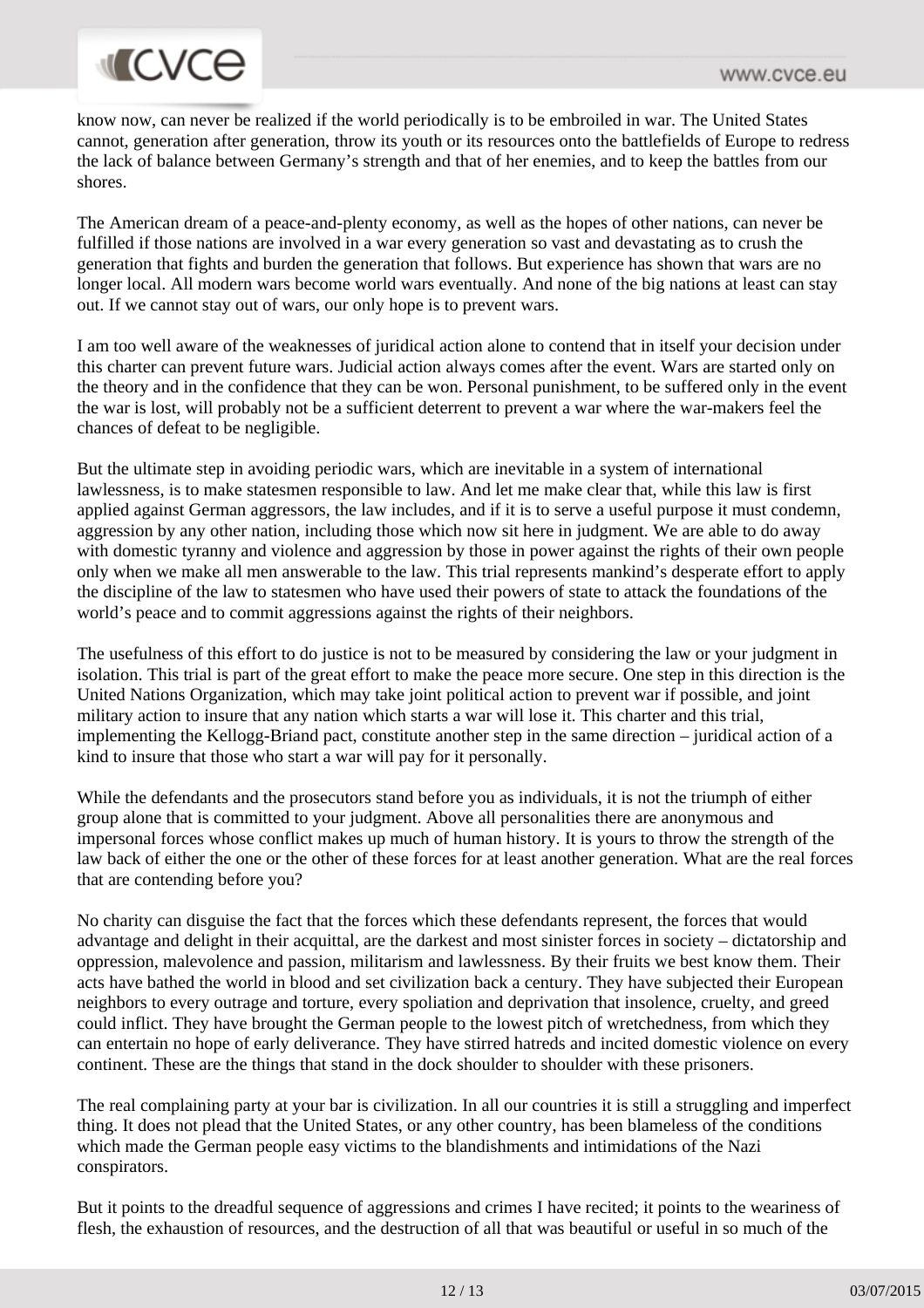know now, can never be realized if the world periodically is to be embroiled in war. The United States cannot, generation after generation, throw its youth or its resources onto the battlefields of Europe to redress the lack of balance between Germany's strength and that of her enemies, and to keep the battles from our shores.

The American dream of a peace-and-plenty economy, as well as the hopes of other nations, can never be fulfilled if those nations are involved in a war every generation so vast and devastating as to crush the generation that fights and burden the generation that follows. But experience has shown that wars are no longer local. All modern wars become world wars eventually. And none of the big nations at least can stay out. If we cannot stay out of wars, our only hope is to prevent wars.

I am too well aware of the weaknesses of juridical action alone to contend that in itself your decision under this charter can prevent future wars. Judicial action always comes after the event. Wars are started only on the theory and in the confidence that they can be won. Personal punishment, to be suffered only in the event the war is lost, will probably not be a sufficient deterrent to prevent a war where the war-makers feel the chances of defeat to be negligible.

But the ultimate step in avoiding periodic wars, which are inevitable in a system of international lawlessness, is to make statesmen responsible to law. And let me make clear that, while this law is first applied against German aggressors, the law includes, and if it is to serve a useful purpose it must condemn, aggression by any other nation, including those which now sit here in judgment. We are able to do away with domestic tyranny and violence and aggression by those in power against the rights of their own people only when we make all men answerable to the law. This trial represents mankind's desperate effort to apply the discipline of the law to statesmen who have used their powers of state to attack the foundations of the world's peace and to commit aggressions against the rights of their neighbors.

The usefulness of this effort to do justice is not to be measured by considering the law or your judgment in isolation. This trial is part of the great effort to make the peace more secure. One step in this direction is the United Nations Organization, which may take joint political action to prevent war if possible, and joint military action to insure that any nation which starts a war will lose it. This charter and this trial, implementing the Kellogg-Briand pact, constitute another step in the same direction – juridical action of a kind to insure that those who start a war will pay for it personally.

While the defendants and the prosecutors stand before you as individuals, it is not the triumph of either group alone that is committed to your judgment. Above all personalities there are anonymous and impersonal forces whose conflict makes up much of human history. It is yours to throw the strength of the law back of either the one or the other of these forces for at least another generation. What are the real forces that are contending before you?

No charity can disguise the fact that the forces which these defendants represent, the forces that would advantage and delight in their acquittal, are the darkest and most sinister forces in society – dictatorship and oppression, malevolence and passion, militarism and lawlessness. By their fruits we best know them. Their acts have bathed the world in blood and set civilization back a century. They have subjected their European neighbors to every outrage and torture, every spoliation and deprivation that insolence, cruelty, and greed could inflict. They have brought the German people to the lowest pitch of wretchedness, from which they can entertain no hope of early deliverance. They have stirred hatreds and incited domestic violence on every continent. These are the things that stand in the dock shoulder to shoulder with these prisoners.

The real complaining party at your bar is civilization. In all our countries it is still a struggling and imperfect thing. It does not plead that the United States, or any other country, has been blameless of the conditions which made the German people easy victims to the blandishments and intimidations of the Nazi conspirators.

But it points to the dreadful sequence of aggressions and crimes I have recited; it points to the weariness of flesh, the exhaustion of resources, and the destruction of all that was beautiful or useful in so much of the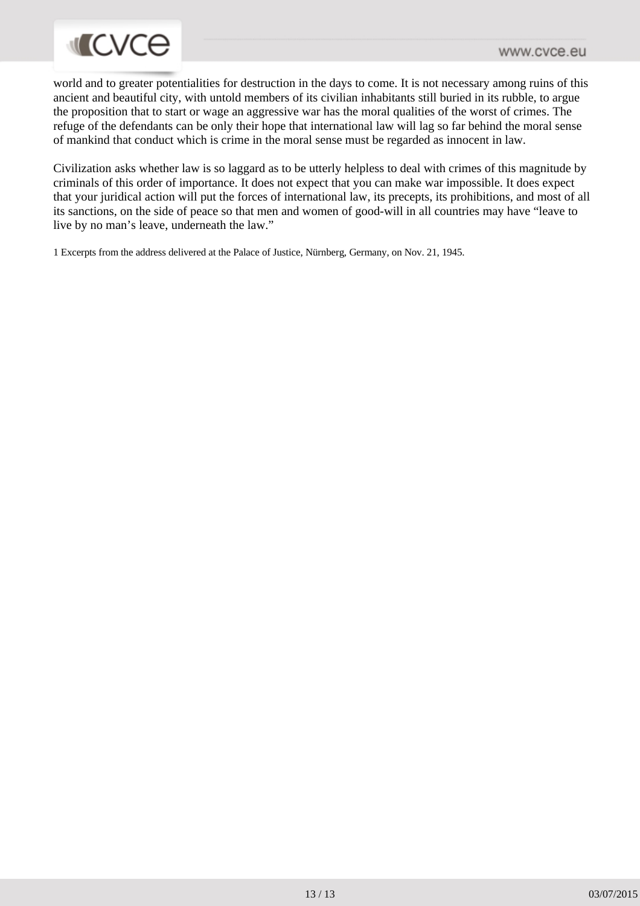world and to greater potentialities for destruction in the days to come. It is not necessary among ruins of this ancient and beautiful city, with untold members of its civilian inhabitants still buried in its rubble, to argue the proposition that to start or wage an aggressive war has the moral qualities of the worst of crimes. The refuge of the defendants can be only their hope that international law will lag so far behind the moral sense of mankind that conduct which is crime in the moral sense must be regarded as innocent in law.

Civilization asks whether law is so laggard as to be utterly helpless to deal with crimes of this magnitude by criminals of this order of importance. It does not expect that you can make war impossible. It does expect that your juridical action will put the forces of international law, its precepts, its prohibitions, and most of all its sanctions, on the side of peace so that men and women of good-will in all countries may have "leave to live by no man's leave, underneath the law."

1 Excerpts from the address delivered at the Palace of Justice, Nürnberg, Germany, on Nov. 21, 1945.